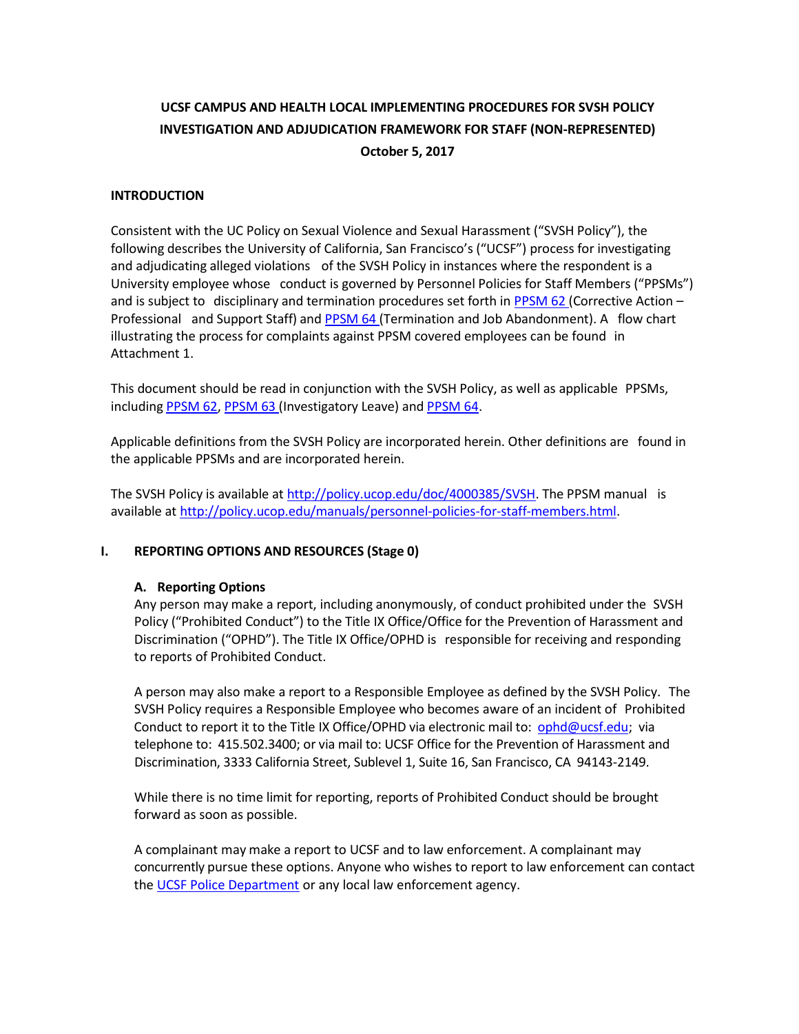# UCSF CAMPUS AND HEALTH LOCAL IMPLEMENTING PROCEDURES FOR SVSH POLICY INVESTIGATION AND ADJUDICATION FRAMEWORK FOR STAFF (NON-REPRESENTED)

**October 5, 2017**

## INTRODUCTION

Consistent with the UC Policy on Sexual Violence and Sexual Harassment ("SVSH Policy"), the following describes the University of California, San Francisco's ("UCSF") process for investigating and adjudicating alleged violations of the SVSH Policy in instances where the respondent is a University employee whose conduct is governed by Personnel Policies for Staff Members ("PPSMs") and is subject to disciplinary and termination procedures set forth in PPSM 62 (Corrective Action – Professional and Support Staff) and PPSM 64 (Termination and Job Abandonment). A flow chart illustrating the process for complaints against PPSM covered employees can be found in Attachment 1.

This document should be read in conjunction with the SVSH Policy, as well as applicable PPSMs, including PPSM 62, PPSM 63 (Investigatory Leave) and PPSM 64.

Applicable definitions from the SVSH Policy are incorporated herein. Other definitions are found in the applicable PPSMs and are incorporated herein.

The SVSH Policy is available at http://policy.ucop.edu/doc/4000385/SVSH. The PPSM manual is available at http://policy.ucop.edu/manuals/personnel-policies-for-staff-members.html.

## I. REPORTING OPTIONS AND RESOURCES (Stage 0)

### A. Reporting Options

Any person may make a report, including anonymously, of conduct prohibited under the SVSH Policy ("Prohibited Conduct") to the Title IX Office/Office for the Prevention of Harassment and Discrimination ("OPHD"). The Title IX Office/OPHD is responsible for receiving and responding to reports of Prohibited Conduct.

A person may also make a report to a Responsible Employee as defined by the SVSH Policy. The SVSH Policy requires a Responsible Employee who becomes aware of an incident of Prohibited Conduct to report it to the Title IX Office/OPHD via electronic mail to: ophd@ucsf.edu; via telephone to: 415.502.3400; or via mail to: UCSF Office for the Prevention of Harassment and Discrimination, 3333 California Street, Sublevel 1, Suite 16, San Francisco, CA 94143-2149.

While there is no time limit for reporting, reports of Prohibited Conduct should be brought forward as soon as possible.

A complainant may make a report to UCSF and to law enforcement. A complainant may concurrently pursue these options. Anyone who wishes to report to law enforcement can contact the UCSF Police Department or any local law enforcement agency.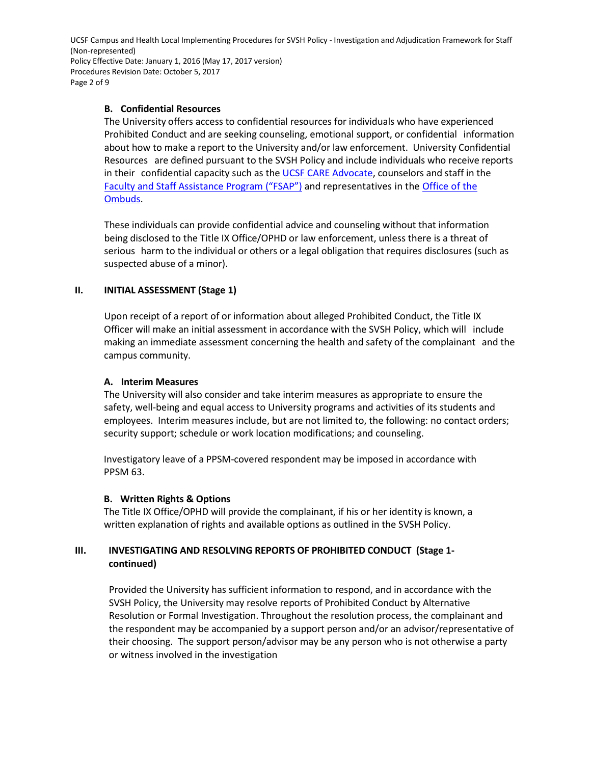### B. Confidential Resources

The University offers access to confidential resources for individuals who have experienced Prohibited Conduct and are seeking counseling, emotional support, or confidential information about how to make a report to the University and/or law enforcement. University Confidential Resources are defined pursuant to the SVSH Policy and include individuals who receive reports in their confidential capacity such as the UCSF CARE Advocate, counselors and staff in the Faculty and Staff Assistance Program ("FSAP") and representatives in the Office of the Ombuds.

These individuals can provide confidential advice and counseling without that information being disclosed to the Title IX Office/OPHD or law enforcement, unless there is a threat of serious harm to the individual or others or a legal obligation that requires disclosures (such as suspected abuse of a minor).

## II. INITIAL ASSESSMENT (Stage 1)

Upon receipt of a report of or information about alleged Prohibited Conduct, the Title IX Officer will make an initial assessment in accordance with the SVSH Policy, which will include making an immediate assessment concerning the health and safety of the complainant and the campus community.

### A. Interim Measures

The University will also consider and take interim measures as appropriate to ensure the safety, well-being and equal access to University programs and activities of its students and employees. Interim measures include, but are not limited to, the following: no contact orders; security support; schedule or work location modifications; and counseling.

Investigatory leave of a PPSM-covered respondent may be imposed in accordance with PPSM 63.

### B. Written Rights & Options

The Title IX Office/OPHD will provide the complainant, if his or her identity is known, a written explanation of rights and available options as outlined in the SVSH Policy.

## III. INVESTIGATING AND RESOLVING REPORTS OF PROHIBITED CONDUCT (Stage 1-continued)

Provided the University has sufficient information to respond, and in accordance with the SVSH Policy, the University may resolve reports of Prohibited Conduct by Alternative Resolution or Formal Investigation. Throughout the resolution process, the complainant and the respondent may be accompanied by a support person and/or an advisor/representative of their choosing. The support person/advisor may be any person who is not otherwise a party or witness involved in the investigation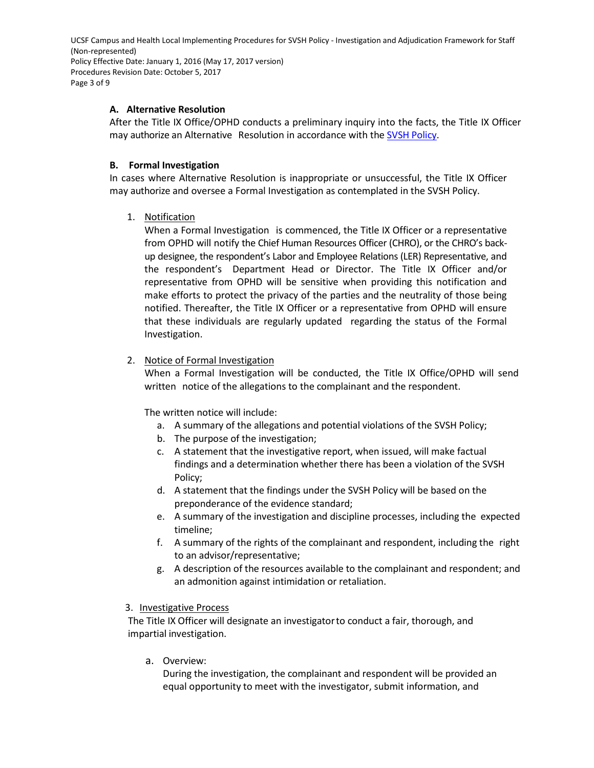### A. Alternative Resolution

After the Title IX Office/OPHD conducts a preliminary inquiry into the facts, the Title IX Officer may authorize an Alternative Resolution in accordance with the SVSH Policy.

### B. Formal Investigation

In cases where Alternative Resolution is inappropriate or unsuccessful, the Title IX Officer may authorize and oversee a Formal Investigation as contemplated in the SVSH Policy.

1. Notification

   When a Formal Investigation is commenced, the Title IX Officer or a representative from OPHD will notify the Chief Human Resources Officer (CHRO), or the CHRO's back-up designee, the respondent's Labor and Employee Relations (LER) Representative, and the respondent's Department Head or Director. The Title IX Officer and/or representative from OPHD will be sensitive when providing this notification and make efforts to protect the privacy of the parties and the neutrality of those being notified. Thereafter, the Title IX Officer or a representative from OPHD will ensure that these individuals are regularly updated regarding the status of the Formal Investigation.

2. Notice of Formal Investigation

   When a Formal Investigation will be conducted, the Title IX Office/OPHD will send written notice of the allegations to the complainant and the respondent.

   The written notice will include:

   a. A summary of the allegations and potential violations of the SVSH Policy;
   b. The purpose of the investigation;
   c. A statement that the investigative report, when issued, will make factual findings and a determination whether there has been a violation of the SVSH Policy;
   d. A statement that the findings under the SVSH Policy will be based on the preponderance of the evidence standard;
   e. A summary of the investigation and discipline processes, including the expected timeline;
   f. A summary of the rights of the complainant and respondent, including the right to an advisor/representative;
   g. A description of the resources available to the complainant and respondent; and an admonition against intimidation or retaliation.

3. Investigative Process

   The Title IX Officer will designate an investigator to conduct a fair, thorough, and impartial investigation.

   a. Overview:

      During the investigation, the complainant and respondent will be provided an equal opportunity to meet with the investigator, submit information, and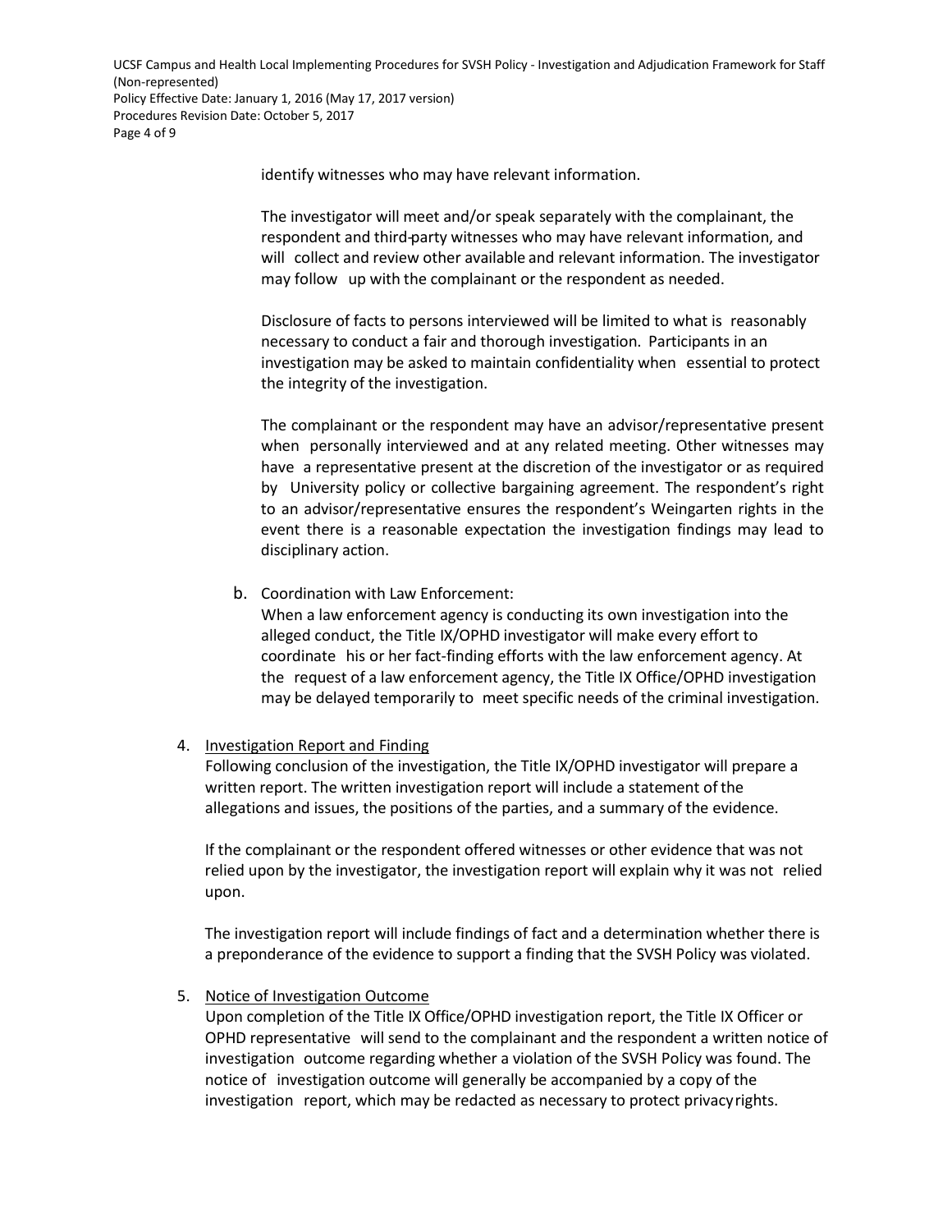identify witnesses who may have relevant information.

The investigator will meet and/or speak separately with the complainant, the respondent and third-party witnesses who may have relevant information, and will collect and review other available and relevant information. The investigator may follow up with the complainant or the respondent as needed.

Disclosure of facts to persons interviewed will be limited to what is reasonably necessary to conduct a fair and thorough investigation. Participants in an investigation may be asked to maintain confidentiality when essential to protect the integrity of the investigation.

The complainant or the respondent may have an advisor/representative present when personally interviewed and at any related meeting. Other witnesses may have a representative present at the discretion of the investigator or as required by University policy or collective bargaining agreement. The respondent's right to an advisor/representative ensures the respondent's Weingarten rights in the event there is a reasonable expectation the investigation findings may lead to disciplinary action.

b. Coordination with Law Enforcement:
When a law enforcement agency is conducting its own investigation into the alleged conduct, the Title IX/OPHD investigator will make every effort to coordinate his or her fact-finding efforts with the law enforcement agency. At the request of a law enforcement agency, the Title IX Office/OPHD investigation may be delayed temporarily to meet specific needs of the criminal investigation.

4. <u>Investigation Report and Finding</u>
Following conclusion of the investigation, the Title IX/OPHD investigator will prepare a written report. The written investigation report will include a statement of the allegations and issues, the positions of the parties, and a summary of the evidence.

   If the complainant or the respondent offered witnesses or other evidence that was not relied upon by the investigator, the investigation report will explain why it was not relied upon.

   The investigation report will include findings of fact and a determination whether there is a preponderance of the evidence to support a finding that the SVSH Policy was violated.

5. <u>Notice of Investigation Outcome</u>
Upon completion of the Title IX Office/OPHD investigation report, the Title IX Officer or OPHD representative will send to the complainant and the respondent a written notice of investigation outcome regarding whether a violation of the SVSH Policy was found. The notice of investigation outcome will generally be accompanied by a copy of the investigation report, which may be redacted as necessary to protect privacy rights.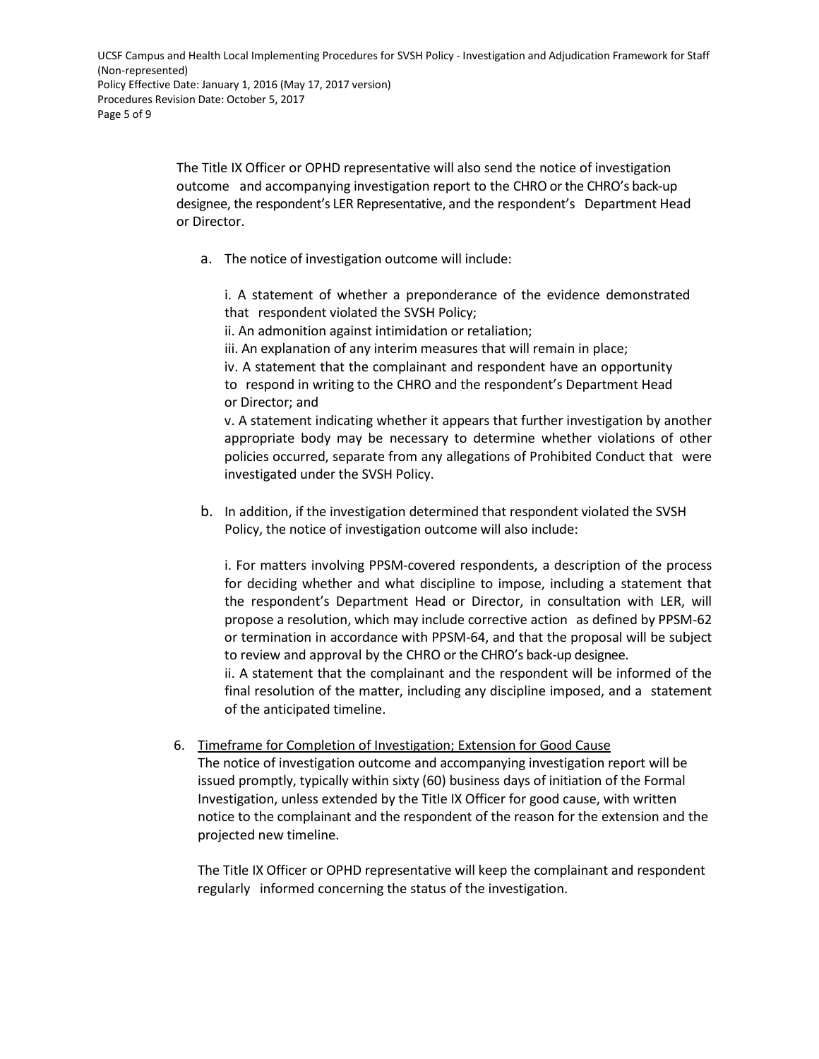The Title IX Officer or OPHD representative will also send the notice of investigation outcome and accompanying investigation report to the CHRO or the CHRO's back-up designee, the respondent's LER Representative, and the respondent's Department Head or Director.

a. The notice of investigation outcome will include:

   i. A statement of whether a preponderance of the evidence demonstrated that respondent violated the SVSH Policy;
   ii. An admonition against intimidation or retaliation;
   iii. An explanation of any interim measures that will remain in place;
   iv. A statement that the complainant and respondent have an opportunity to respond in writing to the CHRO and the respondent's Department Head or Director; and
   v. A statement indicating whether it appears that further investigation by another appropriate body may be necessary to determine whether violations of other policies occurred, separate from any allegations of Prohibited Conduct that were investigated under the SVSH Policy.

b. In addition, if the investigation determined that respondent violated the SVSH Policy, the notice of investigation outcome will also include:

   i. For matters involving PPSM-covered respondents, a description of the process for deciding whether and what discipline to impose, including a statement that the respondent's Department Head or Director, in consultation with LER, will propose a resolution, which may include corrective action as defined by PPSM-62 or termination in accordance with PPSM-64, and that the proposal will be subject to review and approval by the CHRO or the CHRO's back-up designee.
   ii. A statement that the complainant and the respondent will be informed of the final resolution of the matter, including any discipline imposed, and a statement of the anticipated timeline.

6. <u>Timeframe for Completion of Investigation; Extension for Good Cause</u>
   The notice of investigation outcome and accompanying investigation report will be issued promptly, typically within sixty (60) business days of initiation of the Formal Investigation, unless extended by the Title IX Officer for good cause, with written notice to the complainant and the respondent of the reason for the extension and the projected new timeline.

   The Title IX Officer or OPHD representative will keep the complainant and respondent regularly informed concerning the status of the investigation.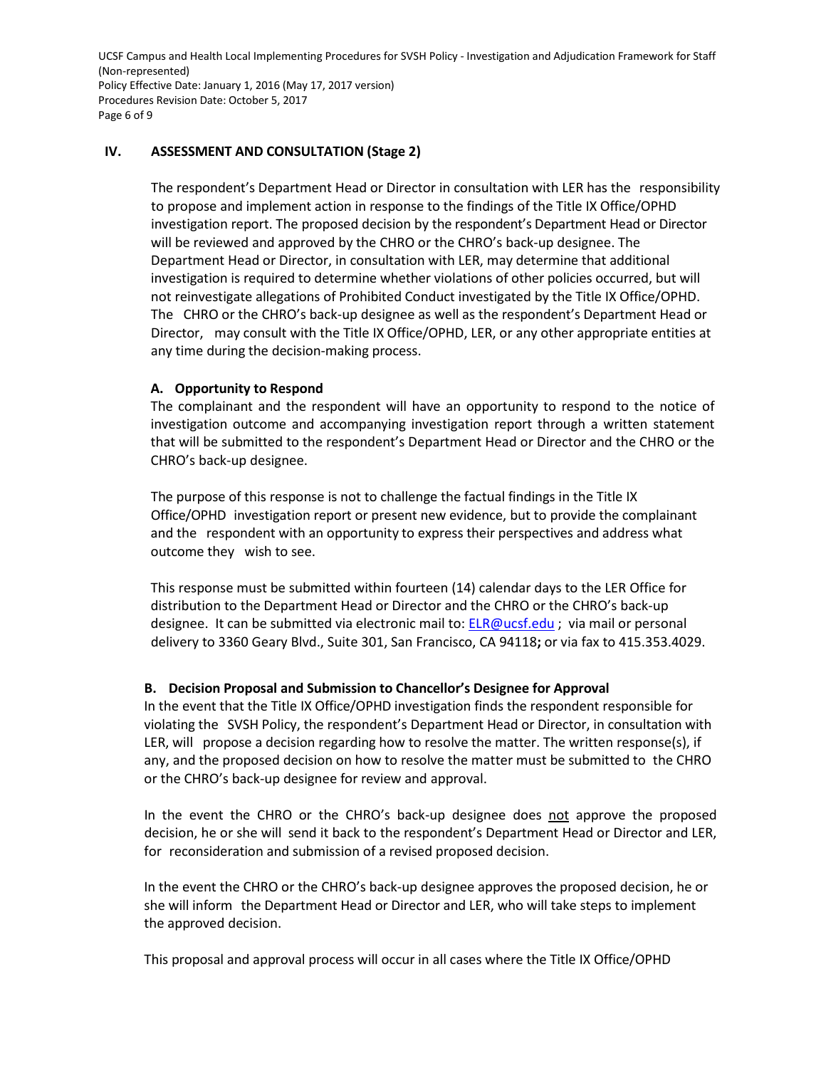## IV. ASSESSMENT AND CONSULTATION (Stage 2)

The respondent's Department Head or Director in consultation with LER has the responsibility to propose and implement action in response to the findings of the Title IX Office/OPHD investigation report. The proposed decision by the respondent's Department Head or Director will be reviewed and approved by the CHRO or the CHRO's back-up designee. The Department Head or Director, in consultation with LER, may determine that additional investigation is required to determine whether violations of other policies occurred, but will not reinvestigate allegations of Prohibited Conduct investigated by the Title IX Office/OPHD. The CHRO or the CHRO's back-up designee as well as the respondent's Department Head or Director, may consult with the Title IX Office/OPHD, LER, or any other appropriate entities at any time during the decision-making process.

### A. Opportunity to Respond

The complainant and the respondent will have an opportunity to respond to the notice of investigation outcome and accompanying investigation report through a written statement that will be submitted to the respondent's Department Head or Director and the CHRO or the CHRO's back-up designee.

The purpose of this response is not to challenge the factual findings in the Title IX Office/OPHD investigation report or present new evidence, but to provide the complainant and the respondent with an opportunity to express their perspectives and address what outcome they wish to see.

This response must be submitted within fourteen (14) calendar days to the LER Office for distribution to the Department Head or Director and the CHRO or the CHRO's back-up designee. It can be submitted via electronic mail to: ELR@ucsf.edu ; via mail or personal delivery to 3360 Geary Blvd., Suite 301, San Francisco, CA 94118**;** or via fax to 415.353.4029.

### B. Decision Proposal and Submission to Chancellor's Designee for Approval

In the event that the Title IX Office/OPHD investigation finds the respondent responsible for violating the SVSH Policy, the respondent's Department Head or Director, in consultation with LER, will propose a decision regarding how to resolve the matter. The written response(s), if any, and the proposed decision on how to resolve the matter must be submitted to the CHRO or the CHRO's back-up designee for review and approval.

In the event the CHRO or the CHRO's back-up designee does not approve the proposed decision, he or she will send it back to the respondent's Department Head or Director and LER, for reconsideration and submission of a revised proposed decision.

In the event the CHRO or the CHRO's back-up designee approves the proposed decision, he or she will inform the Department Head or Director and LER, who will take steps to implement the approved decision.

This proposal and approval process will occur in all cases where the Title IX Office/OPHD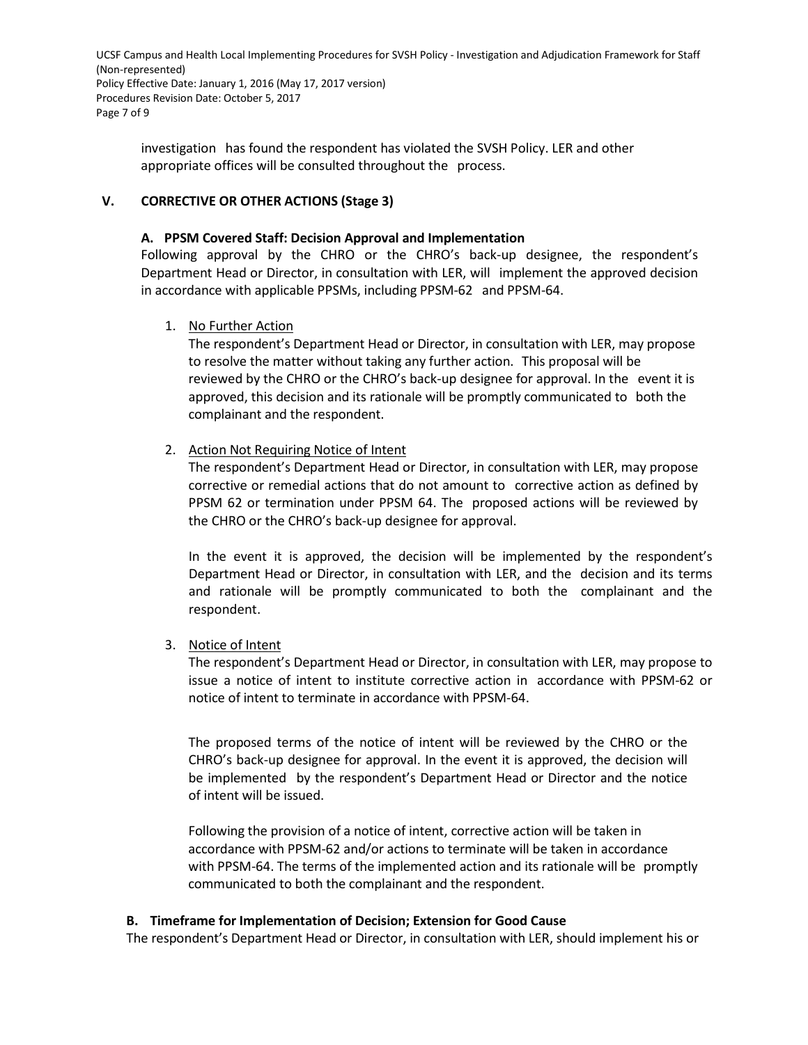investigation has found the respondent has violated the SVSH Policy. LER and other appropriate offices will be consulted throughout the process.

## V. CORRECTIVE OR OTHER ACTIONS (Stage 3)

### A. PPSM Covered Staff: Decision Approval and Implementation

Following approval by the CHRO or the CHRO's back-up designee, the respondent's Department Head or Director, in consultation with LER, will implement the approved decision in accordance with applicable PPSMs, including PPSM-62 and PPSM-64.

1. No Further Action

   The respondent's Department Head or Director, in consultation with LER, may propose to resolve the matter without taking any further action. This proposal will be reviewed by the CHRO or the CHRO's back-up designee for approval. In the event it is approved, this decision and its rationale will be promptly communicated to both the complainant and the respondent.

2. Action Not Requiring Notice of Intent

   The respondent's Department Head or Director, in consultation with LER, may propose corrective or remedial actions that do not amount to corrective action as defined by PPSM 62 or termination under PPSM 64. The proposed actions will be reviewed by the CHRO or the CHRO's back-up designee for approval.

   In the event it is approved, the decision will be implemented by the respondent's Department Head or Director, in consultation with LER, and the decision and its terms and rationale will be promptly communicated to both the complainant and the respondent.

3. Notice of Intent

   The respondent's Department Head or Director, in consultation with LER, may propose to issue a notice of intent to institute corrective action in accordance with PPSM-62 or notice of intent to terminate in accordance with PPSM-64.

   The proposed terms of the notice of intent will be reviewed by the CHRO or the CHRO's back-up designee for approval. In the event it is approved, the decision will be implemented by the respondent's Department Head or Director and the notice of intent will be issued.

   Following the provision of a notice of intent, corrective action will be taken in accordance with PPSM-62 and/or actions to terminate will be taken in accordance with PPSM-64. The terms of the implemented action and its rationale will be promptly communicated to both the complainant and the respondent.

### B. Timeframe for Implementation of Decision; Extension for Good Cause

The respondent's Department Head or Director, in consultation with LER, should implement his or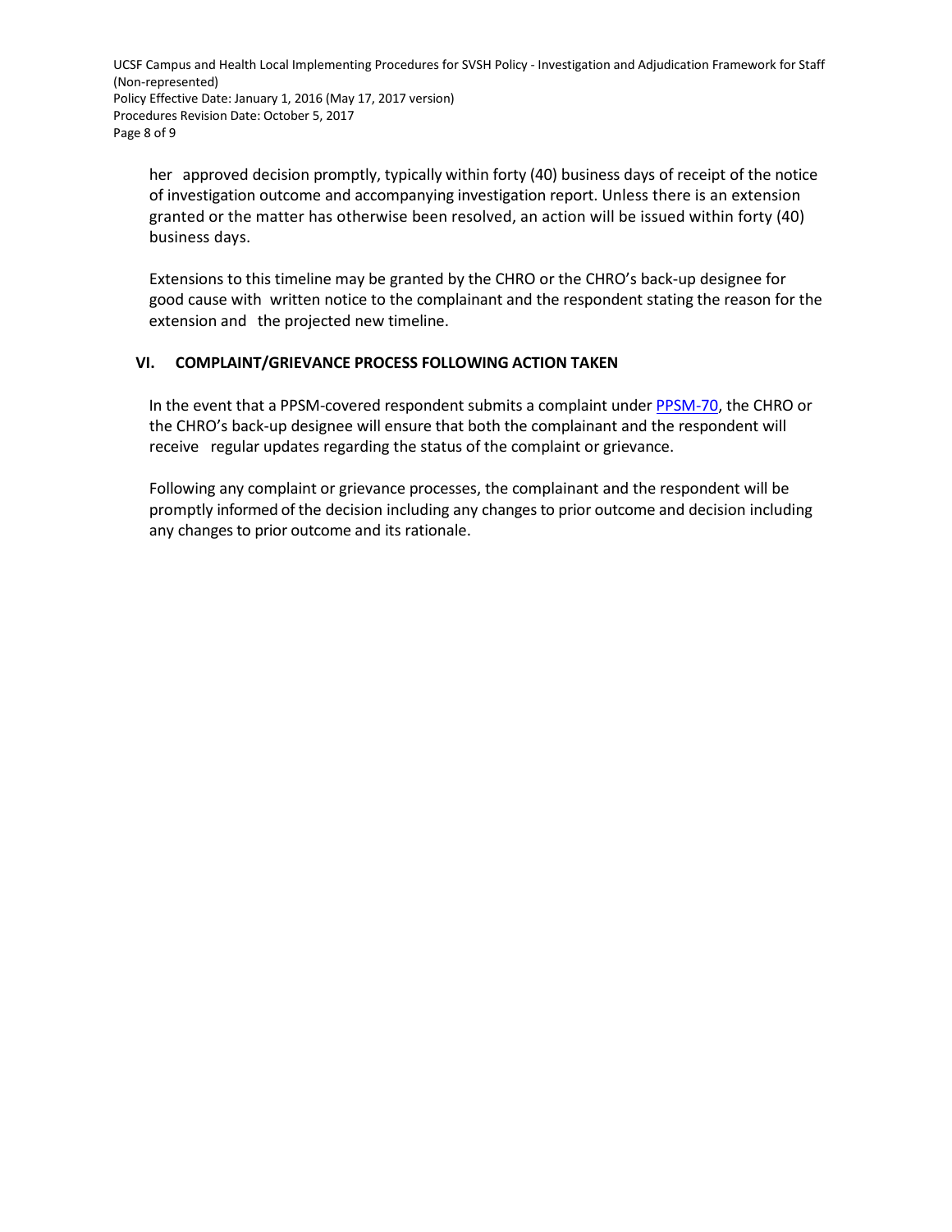her approved decision promptly, typically within forty (40) business days of receipt of the notice of investigation outcome and accompanying investigation report. Unless there is an extension granted or the matter has otherwise been resolved, an action will be issued within forty (40) business days.

Extensions to this timeline may be granted by the CHRO or the CHRO's back-up designee for good cause with written notice to the complainant and the respondent stating the reason for the extension and the projected new timeline.

## VI. COMPLAINT/GRIEVANCE PROCESS FOLLOWING ACTION TAKEN

In the event that a PPSM-covered respondent submits a complaint under PPSM-70, the CHRO or the CHRO's back-up designee will ensure that both the complainant and the respondent will receive regular updates regarding the status of the complaint or grievance.

Following any complaint or grievance processes, the complainant and the respondent will be promptly informed of the decision including any changes to prior outcome and decision including any changes to prior outcome and its rationale.